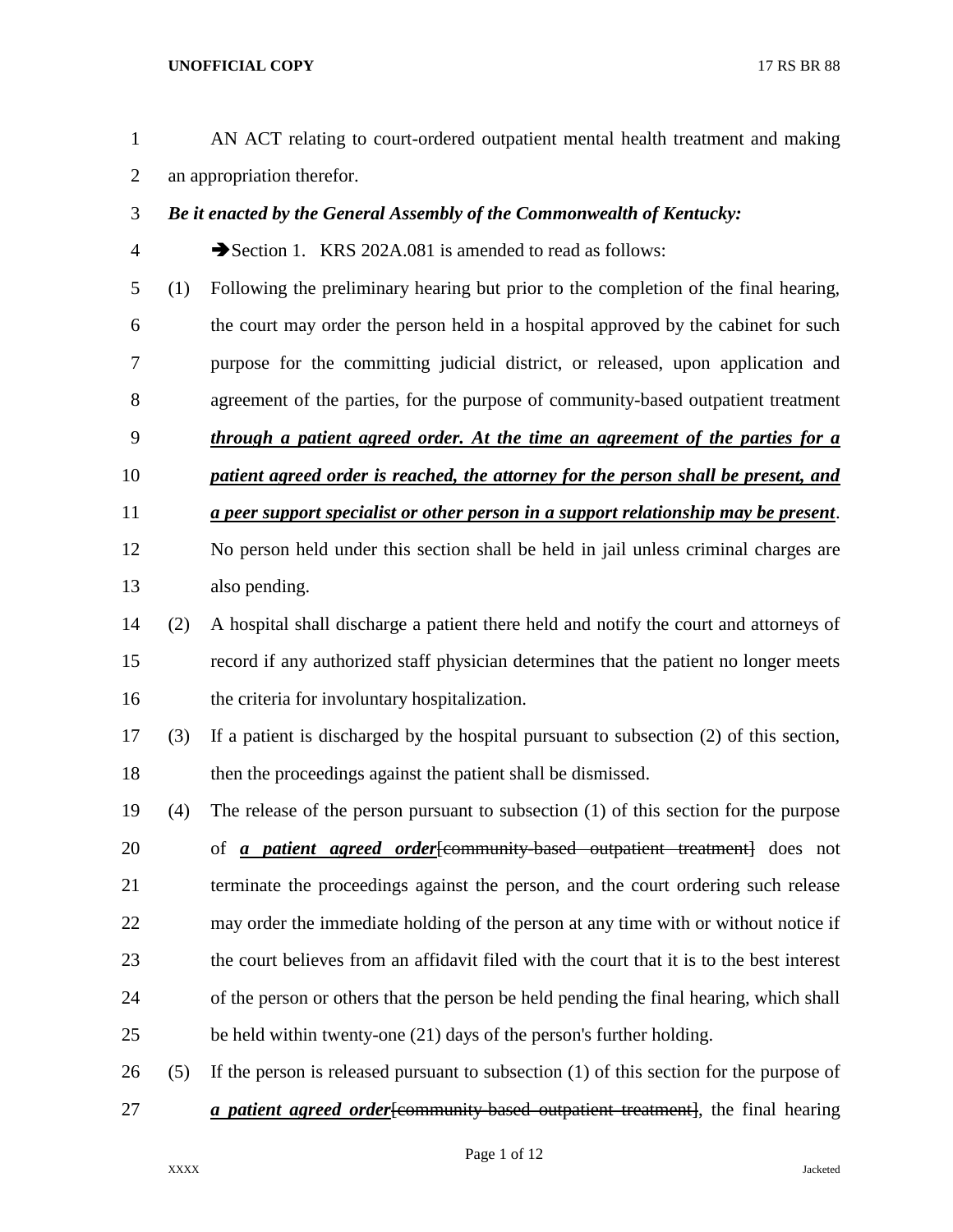AN ACT relating to court-ordered outpatient mental health treatment and making an appropriation therefor.

***Be it enacted by the General Assembly of the Commonwealth of Kentucky:***

➔Section 1. KRS 202A.081 is amended to read as follows:

(1) Following the preliminary hearing but prior to the completion of the final hearing, the court may order the person held in a hospital approved by the cabinet for such purpose for the committing judicial district, or released, upon application and agreement of the parties, for the purpose of community-based outpatient treatment ***through a patient agreed order. At the time an agreement of the parties for a patient agreed order is reached, the attorney for the person shall be present, and a peer support specialist or other person in a support relationship may be present***. No person held under this section shall be held in jail unless criminal charges are also pending.

(2) A hospital shall discharge a patient there held and notify the court and attorneys of record if any authorized staff physician determines that the patient no longer meets the criteria for involuntary hospitalization.

(3) If a patient is discharged by the hospital pursuant to subsection (2) of this section, then the proceedings against the patient shall be dismissed.

(4) The release of the person pursuant to subsection (1) of this section for the purpose of ***a patient agreed order***~~[community-based outpatient treatment]~~ does not terminate the proceedings against the person, and the court ordering such release may order the immediate holding of the person at any time with or without notice if the court believes from an affidavit filed with the court that it is to the best interest of the person or others that the person be held pending the final hearing, which shall be held within twenty-one (21) days of the person's further holding.

(5) If the person is released pursuant to subsection (1) of this section for the purpose of ***a patient agreed order***~~[community-based outpatient treatment]~~, the final hearing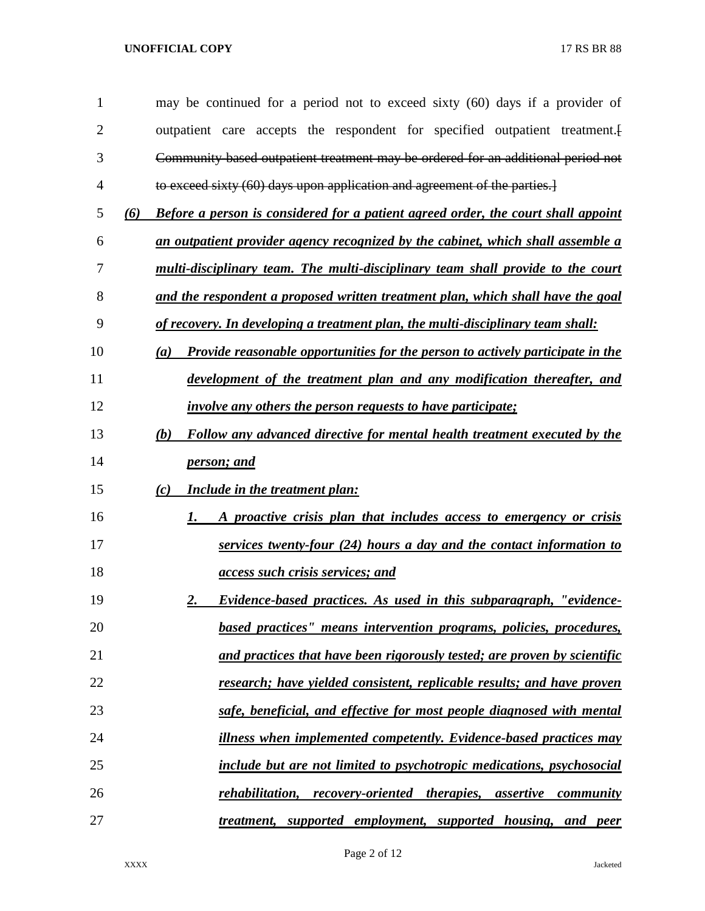may be continued for a period not to exceed sixty (60) days if a provider of outpatient care accepts the respondent for specified outpatient treatment.[ ~~Community-based outpatient treatment may be ordered for an additional period not to exceed sixty (60) days upon application and agreement of the parties.~~]

***(6) Before a person is considered for a patient agreed order, the court shall appoint an outpatient provider agency recognized by the cabinet, which shall assemble a multi-disciplinary team. The multi-disciplinary team shall provide to the court and the respondent a proposed written treatment plan, which shall have the goal of recovery. In developing a treatment plan, the multi-disciplinary team shall:***

***(a) Provide reasonable opportunities for the person to actively participate in the development of the treatment plan and any modification thereafter, and involve any others the person requests to have participate;***

***(b) Follow any advanced directive for mental health treatment executed by the person; and***

***(c) Include in the treatment plan:***

***1. A proactive crisis plan that includes access to emergency or crisis services twenty-four (24) hours a day and the contact information to access such crisis services; and***

***2. Evidence-based practices. As used in this subparagraph, "evidence-based practices" means intervention programs, policies, procedures, and practices that have been rigorously tested; are proven by scientific research; have yielded consistent, replicable results; and have proven safe, beneficial, and effective for most people diagnosed with mental illness when implemented competently. Evidence-based practices may include but are not limited to psychotropic medications, psychosocial rehabilitation, recovery-oriented therapies, assertive community treatment, supported employment, supported housing, and peer***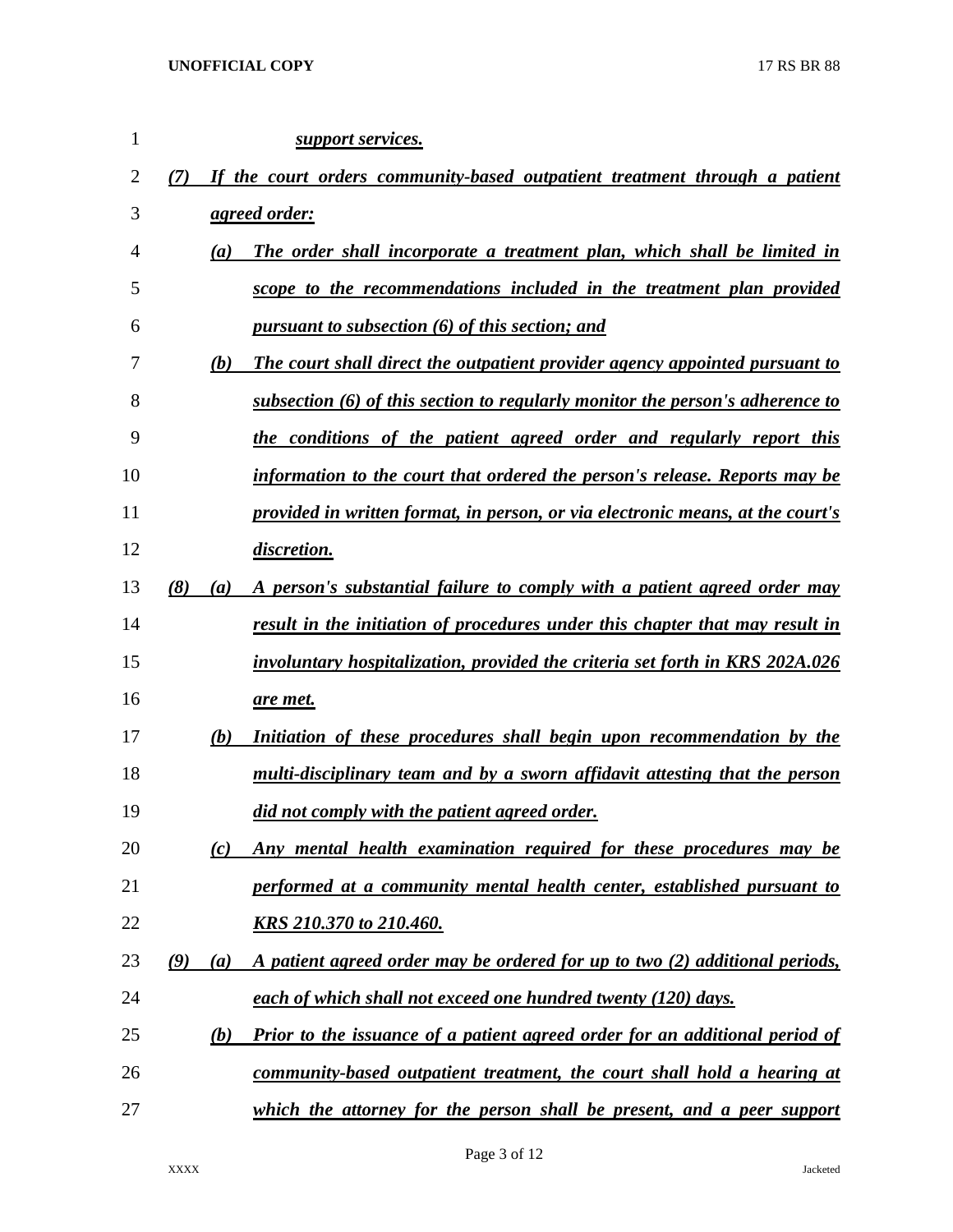*support services.*

*(7) If the court orders community-based outpatient treatment through a patient agreed order:*

*(a) The order shall incorporate a treatment plan, which shall be limited in scope to the recommendations included in the treatment plan provided pursuant to subsection (6) of this section; and*

*(b) The court shall direct the outpatient provider agency appointed pursuant to subsection (6) of this section to regularly monitor the person's adherence to the conditions of the patient agreed order and regularly report this information to the court that ordered the person's release. Reports may be provided in written format, in person, or via electronic means, at the court's discretion.*

*(8) (a) A person's substantial failure to comply with a patient agreed order may result in the initiation of procedures under this chapter that may result in involuntary hospitalization, provided the criteria set forth in KRS 202A.026 are met.*

*(b) Initiation of these procedures shall begin upon recommendation by the multi-disciplinary team and by a sworn affidavit attesting that the person did not comply with the patient agreed order.*

*(c) Any mental health examination required for these procedures may be performed at a community mental health center, established pursuant to KRS 210.370 to 210.460.*

*(9) (a) A patient agreed order may be ordered for up to two (2) additional periods, each of which shall not exceed one hundred twenty (120) days.*

*(b) Prior to the issuance of a patient agreed order for an additional period of community-based outpatient treatment, the court shall hold a hearing at which the attorney for the person shall be present, and a peer support*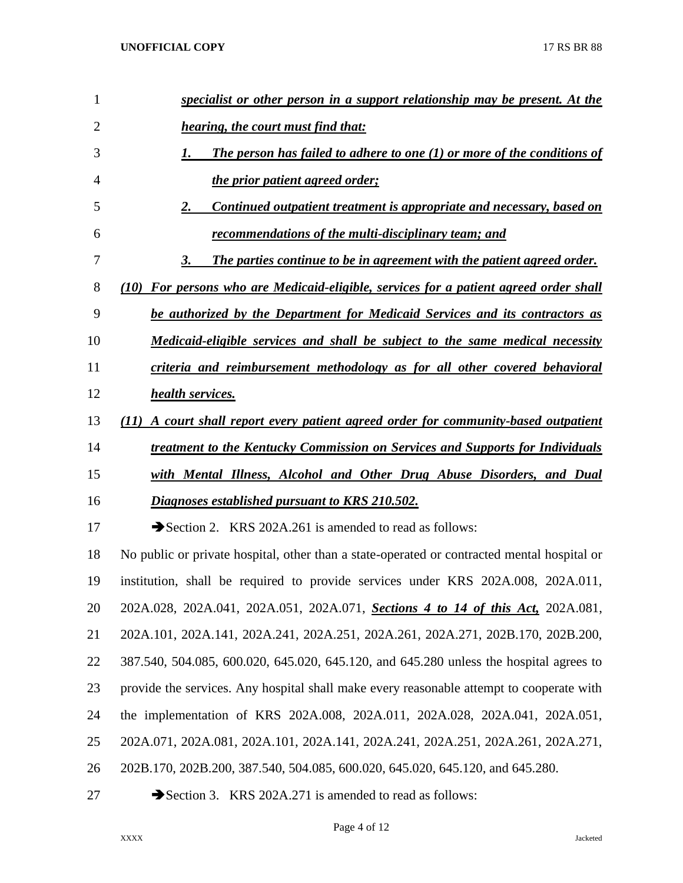***specialist or other person in a support relationship may be present. At the hearing, the court must find that:***

***1. The person has failed to adhere to one (1) or more of the conditions of the prior patient agreed order;***

***2. Continued outpatient treatment is appropriate and necessary, based on recommendations of the multi-disciplinary team; and***

***3. The parties continue to be in agreement with the patient agreed order.***

***(10) For persons who are Medicaid-eligible, services for a patient agreed order shall be authorized by the Department for Medicaid Services and its contractors as Medicaid-eligible services and shall be subject to the same medical necessity criteria and reimbursement methodology as for all other covered behavioral health services.***

***(11) A court shall report every patient agreed order for community-based outpatient treatment to the Kentucky Commission on Services and Supports for Individuals with Mental Illness, Alcohol and Other Drug Abuse Disorders, and Dual Diagnoses established pursuant to KRS 210.502.***

➔Section 2. KRS 202A.261 is amended to read as follows:

No public or private hospital, other than a state-operated or contracted mental hospital or institution, shall be required to provide services under KRS 202A.008, 202A.011, 202A.028, 202A.041, 202A.051, 202A.071, ***Sections 4 to 14 of this Act,*** 202A.081, 202A.101, 202A.141, 202A.241, 202A.251, 202A.261, 202A.271, 202B.170, 202B.200, 387.540, 504.085, 600.020, 645.020, 645.120, and 645.280 unless the hospital agrees to provide the services. Any hospital shall make every reasonable attempt to cooperate with the implementation of KRS 202A.008, 202A.011, 202A.028, 202A.041, 202A.051, 202A.071, 202A.081, 202A.101, 202A.141, 202A.241, 202A.251, 202A.261, 202A.271, 202B.170, 202B.200, 387.540, 504.085, 600.020, 645.020, 645.120, and 645.280.

➔Section 3. KRS 202A.271 is amended to read as follows: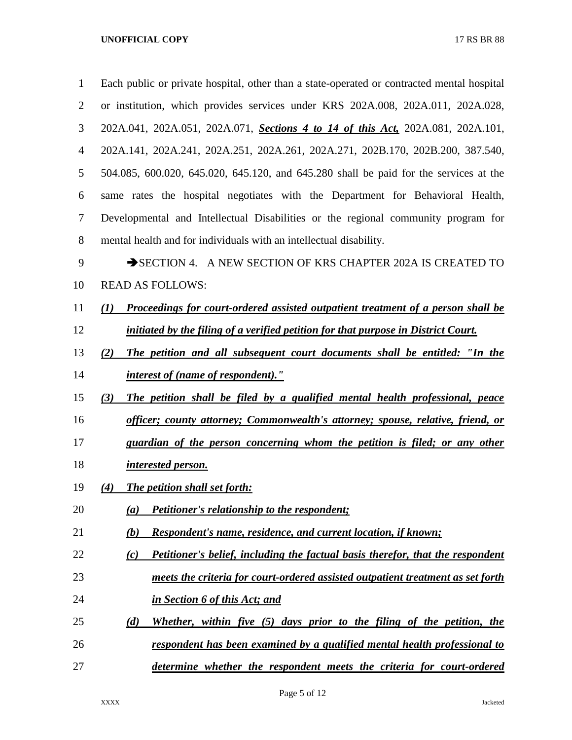Each public or private hospital, other than a state-operated or contracted mental hospital or institution, which provides services under KRS 202A.008, 202A.011, 202A.028, 202A.041, 202A.051, 202A.071, ***Sections 4 to 14 of this Act,*** 202A.081, 202A.101, 202A.141, 202A.241, 202A.251, 202A.261, 202A.271, 202B.170, 202B.200, 387.540, 504.085, 600.020, 645.020, 645.120, and 645.280 shall be paid for the services at the same rates the hospital negotiates with the Department for Behavioral Health, Developmental and Intellectual Disabilities or the regional community program for mental health and for individuals with an intellectual disability.

➔SECTION 4. A NEW SECTION OF KRS CHAPTER 202A IS CREATED TO READ AS FOLLOWS:

***(1) Proceedings for court-ordered assisted outpatient treatment of a person shall be initiated by the filing of a verified petition for that purpose in District Court.***

***(2) The petition and all subsequent court documents shall be entitled: "In the interest of (name of respondent)."***

***(3) The petition shall be filed by a qualified mental health professional, peace officer; county attorney; Commonwealth's attorney; spouse, relative, friend, or guardian of the person concerning whom the petition is filed; or any other interested person.***

***(4) The petition shall set forth:***

***(a) Petitioner's relationship to the respondent;***

***(b) Respondent's name, residence, and current location, if known;***

***(c) Petitioner's belief, including the factual basis therefor, that the respondent meets the criteria for court-ordered assisted outpatient treatment as set forth in Section 6 of this Act; and***

***(d) Whether, within five (5) days prior to the filing of the petition, the respondent has been examined by a qualified mental health professional to determine whether the respondent meets the criteria for court-ordered***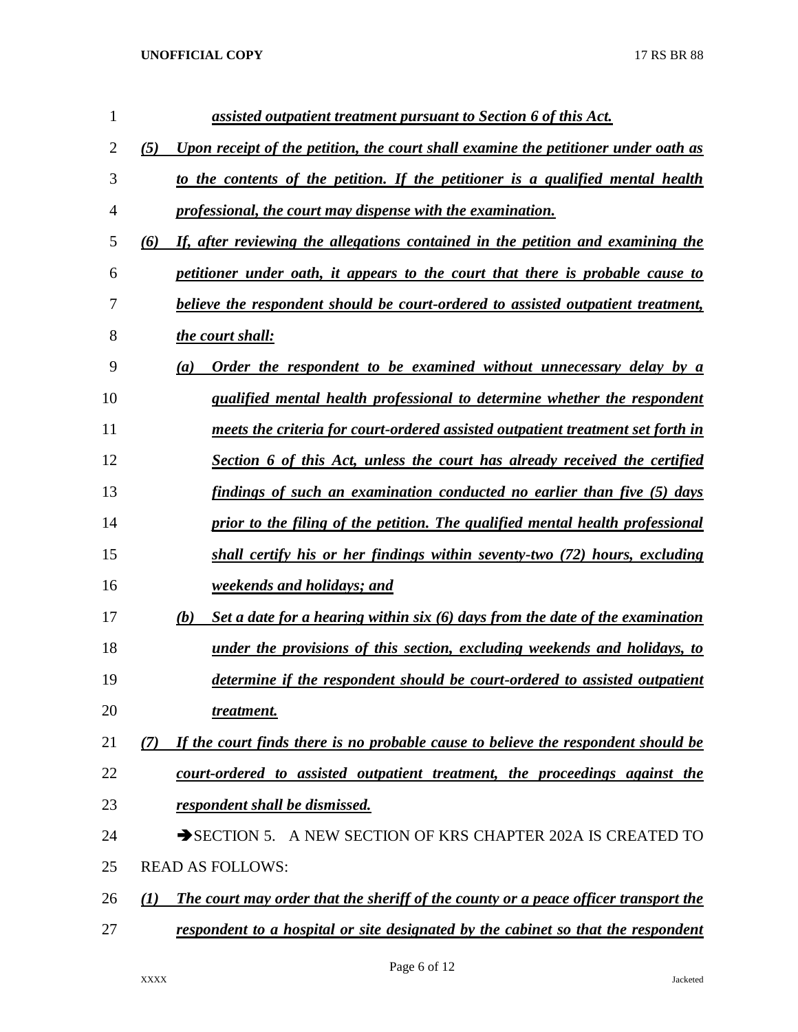***assisted outpatient treatment pursuant to Section 6 of this Act.***

***(5) Upon receipt of the petition, the court shall examine the petitioner under oath as to the contents of the petition. If the petitioner is a qualified mental health professional, the court may dispense with the examination.***

***(6) If, after reviewing the allegations contained in the petition and examining the petitioner under oath, it appears to the court that there is probable cause to believe the respondent should be court-ordered to assisted outpatient treatment, the court shall:***

***(a) Order the respondent to be examined without unnecessary delay by a qualified mental health professional to determine whether the respondent meets the criteria for court-ordered assisted outpatient treatment set forth in Section 6 of this Act, unless the court has already received the certified findings of such an examination conducted no earlier than five (5) days prior to the filing of the petition. The qualified mental health professional shall certify his or her findings within seventy-two (72) hours, excluding weekends and holidays; and***

***(b) Set a date for a hearing within six (6) days from the date of the examination under the provisions of this section, excluding weekends and holidays, to determine if the respondent should be court-ordered to assisted outpatient treatment.***

***(7) If the court finds there is no probable cause to believe the respondent should be court-ordered to assisted outpatient treatment, the proceedings against the respondent shall be dismissed.***

➔SECTION 5. A NEW SECTION OF KRS CHAPTER 202A IS CREATED TO READ AS FOLLOWS:

***(1) The court may order that the sheriff of the county or a peace officer transport the respondent to a hospital or site designated by the cabinet so that the respondent***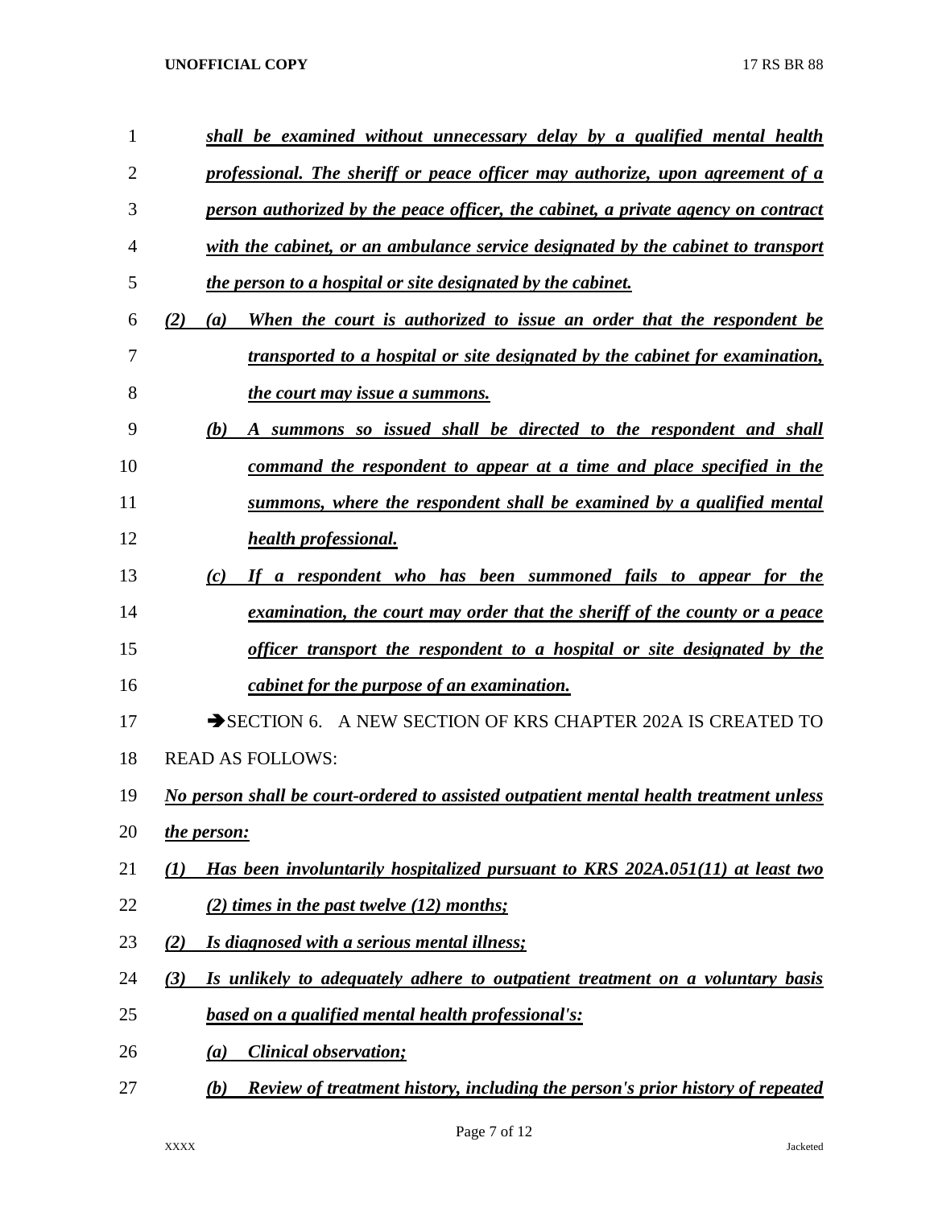*shall be examined without unnecessary delay by a qualified mental health professional. The sheriff or peace officer may authorize, upon agreement of a person authorized by the peace officer, the cabinet, a private agency on contract with the cabinet, or an ambulance service designated by the cabinet to transport the person to a hospital or site designated by the cabinet.*

*(2) (a) When the court is authorized to issue an order that the respondent be transported to a hospital or site designated by the cabinet for examination, the court may issue a summons.*

*(b) A summons so issued shall be directed to the respondent and shall command the respondent to appear at a time and place specified in the summons, where the respondent shall be examined by a qualified mental health professional.*

*(c) If a respondent who has been summoned fails to appear for the examination, the court may order that the sheriff of the county or a peace officer transport the respondent to a hospital or site designated by the cabinet for the purpose of an examination.*

➔SECTION 6. A NEW SECTION OF KRS CHAPTER 202A IS CREATED TO READ AS FOLLOWS:

*No person shall be court-ordered to assisted outpatient mental health treatment unless the person:*

*(1) Has been involuntarily hospitalized pursuant to KRS 202A.051(11) at least two (2) times in the past twelve (12) months;*

*(2) Is diagnosed with a serious mental illness;*

*(3) Is unlikely to adequately adhere to outpatient treatment on a voluntary basis based on a qualified mental health professional's:*

*(a) Clinical observation;*

*(b) Review of treatment history, including the person's prior history of repeated*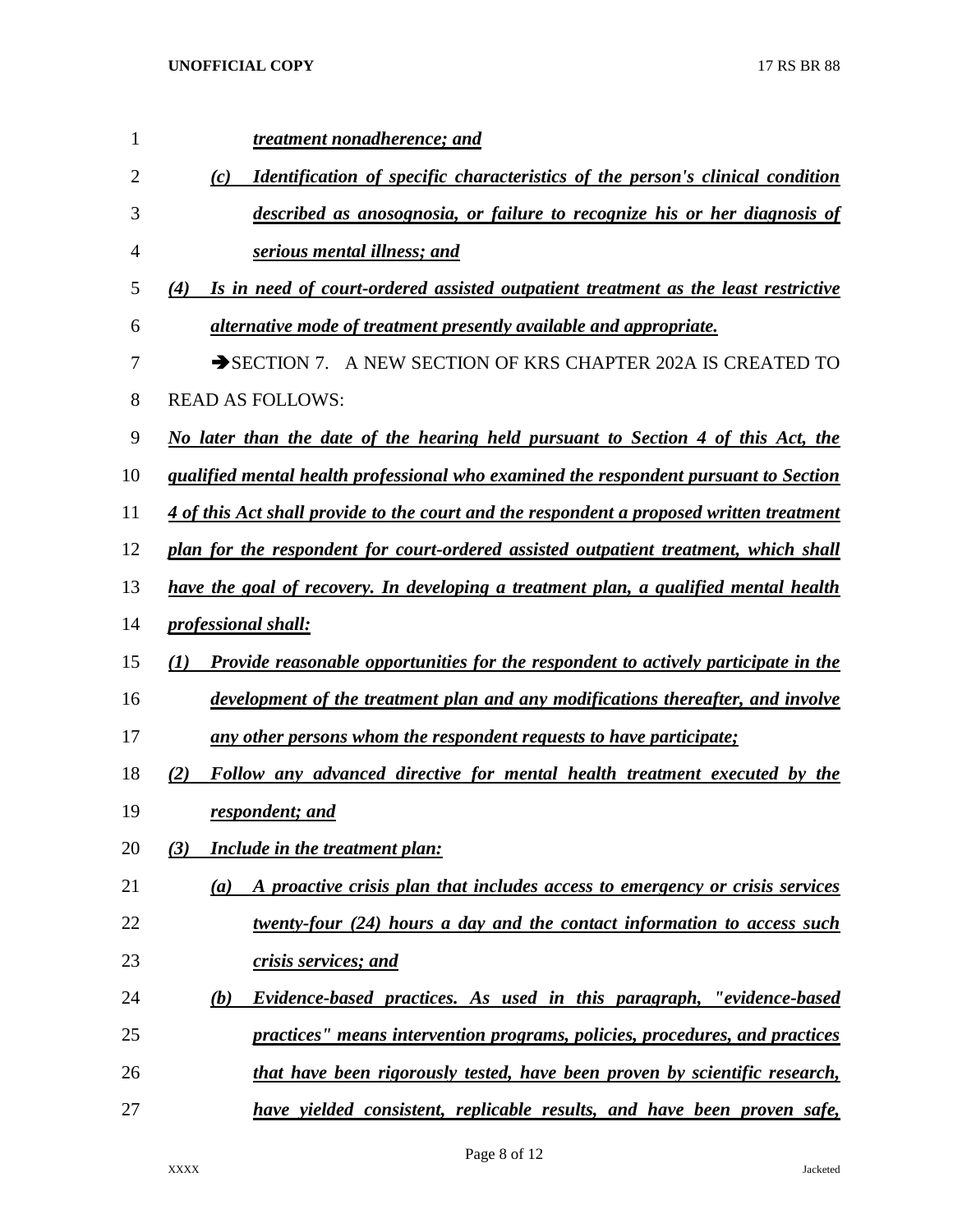*treatment nonadherence; and*

*(c) Identification of specific characteristics of the person's clinical condition described as anosognosia, or failure to recognize his or her diagnosis of serious mental illness; and*

*(4) Is in need of court-ordered assisted outpatient treatment as the least restrictive alternative mode of treatment presently available and appropriate.*

➔SECTION 7. A NEW SECTION OF KRS CHAPTER 202A IS CREATED TO READ AS FOLLOWS:

*No later than the date of the hearing held pursuant to Section 4 of this Act, the qualified mental health professional who examined the respondent pursuant to Section 4 of this Act shall provide to the court and the respondent a proposed written treatment plan for the respondent for court-ordered assisted outpatient treatment, which shall have the goal of recovery. In developing a treatment plan, a qualified mental health professional shall:*

*(1) Provide reasonable opportunities for the respondent to actively participate in the development of the treatment plan and any modifications thereafter, and involve any other persons whom the respondent requests to have participate;*

*(2) Follow any advanced directive for mental health treatment executed by the respondent; and*

*(3) Include in the treatment plan:*

*(a) A proactive crisis plan that includes access to emergency or crisis services twenty-four (24) hours a day and the contact information to access such crisis services; and*

*(b) Evidence-based practices. As used in this paragraph, "evidence-based practices" means intervention programs, policies, procedures, and practices that have been rigorously tested, have been proven by scientific research, have yielded consistent, replicable results, and have been proven safe,*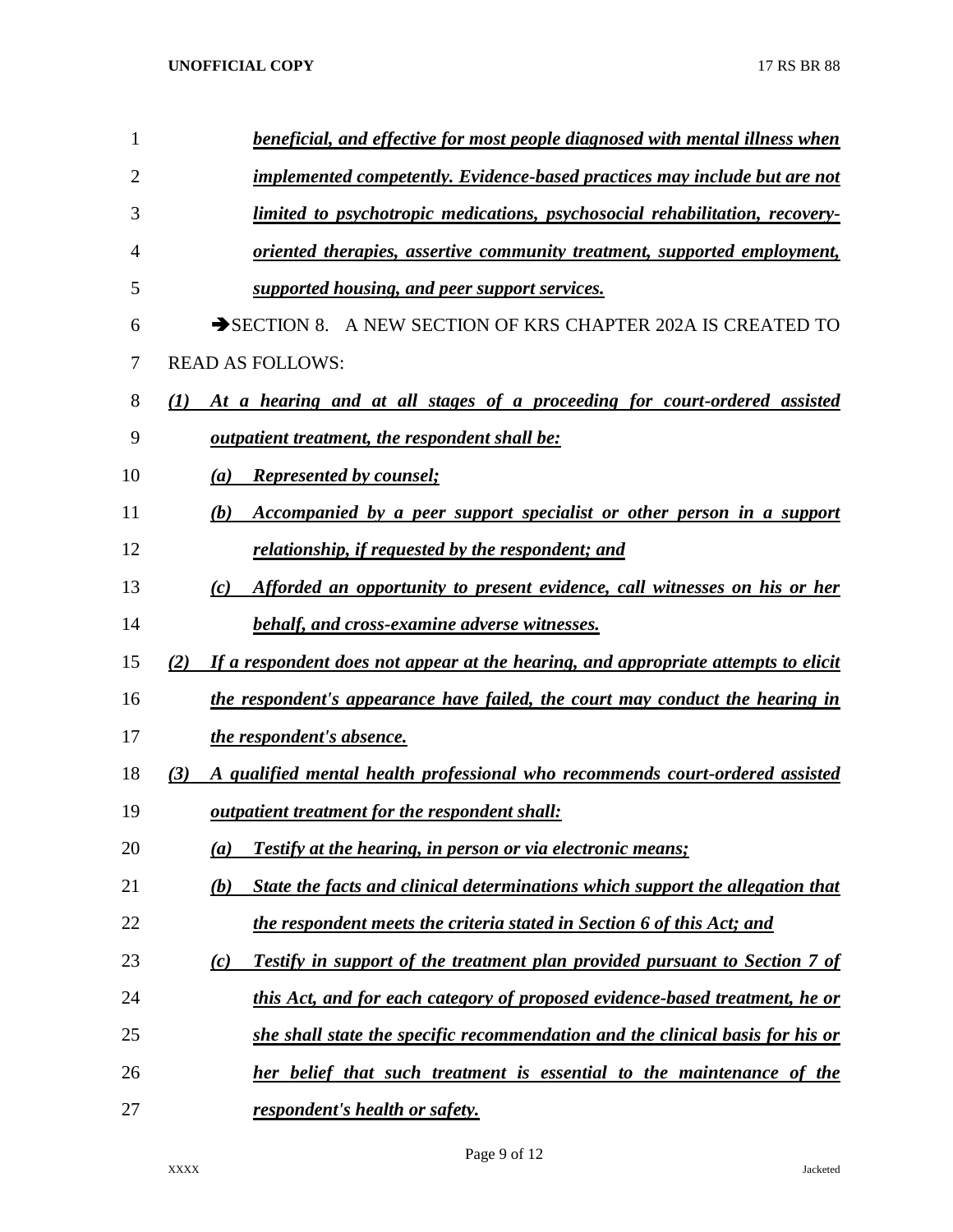*beneficial, and effective for most people diagnosed with mental illness when implemented competently. Evidence-based practices may include but are not limited to psychotropic medications, psychosocial rehabilitation, recovery-oriented therapies, assertive community treatment, supported employment, supported housing, and peer support services.*

➔SECTION 8. A NEW SECTION OF KRS CHAPTER 202A IS CREATED TO READ AS FOLLOWS:

*(1) At a hearing and at all stages of a proceeding for court-ordered assisted outpatient treatment, the respondent shall be:*

*(a) Represented by counsel;*

*(b) Accompanied by a peer support specialist or other person in a support relationship, if requested by the respondent; and*

*(c) Afforded an opportunity to present evidence, call witnesses on his or her behalf, and cross-examine adverse witnesses.*

*(2) If a respondent does not appear at the hearing, and appropriate attempts to elicit the respondent's appearance have failed, the court may conduct the hearing in the respondent's absence.*

*(3) A qualified mental health professional who recommends court-ordered assisted outpatient treatment for the respondent shall:*

*(a) Testify at the hearing, in person or via electronic means;*

*(b) State the facts and clinical determinations which support the allegation that the respondent meets the criteria stated in Section 6 of this Act; and*

*(c) Testify in support of the treatment plan provided pursuant to Section 7 of this Act, and for each category of proposed evidence-based treatment, he or she shall state the specific recommendation and the clinical basis for his or her belief that such treatment is essential to the maintenance of the respondent's health or safety.*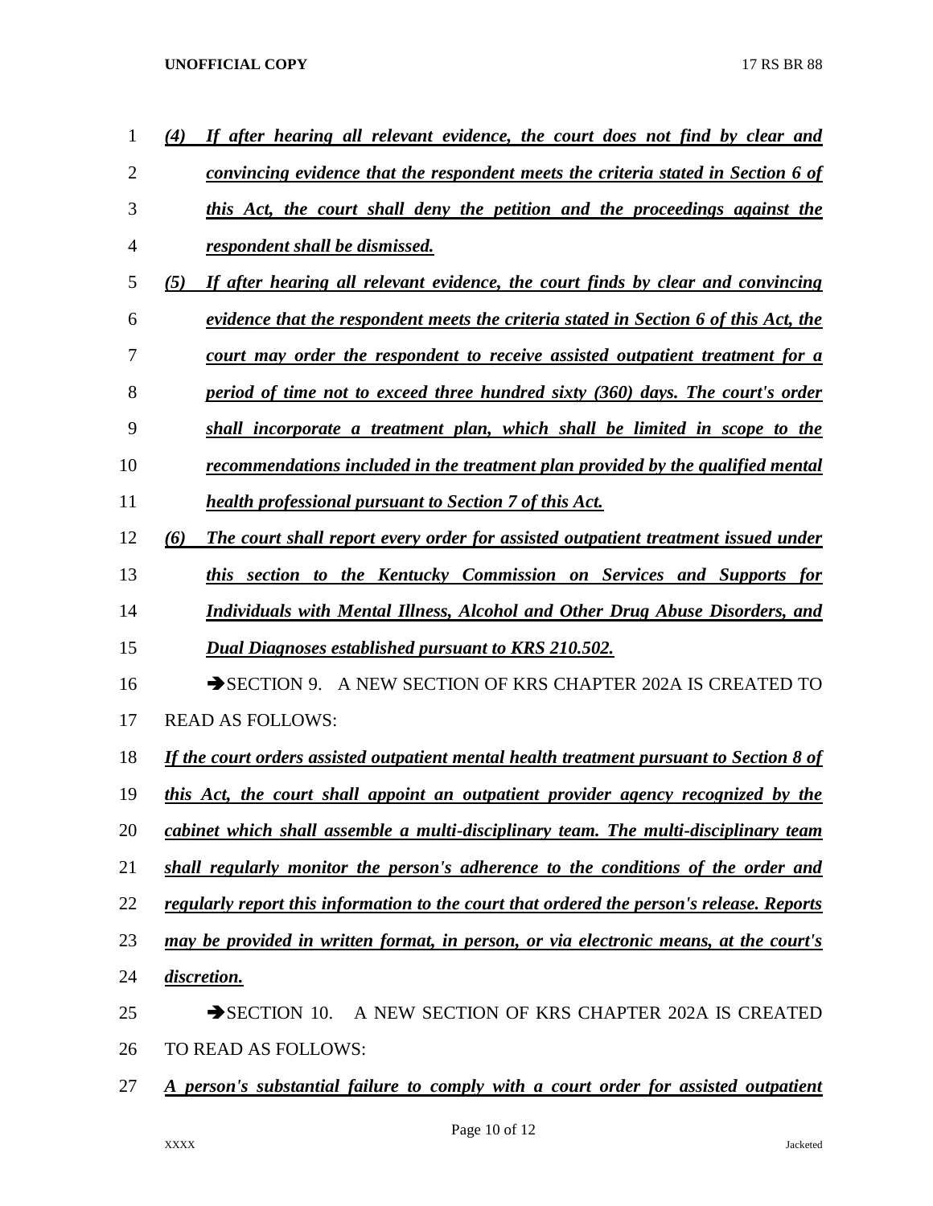*(4) If after hearing all relevant evidence, the court does not find by clear and convincing evidence that the respondent meets the criteria stated in Section 6 of this Act, the court shall deny the petition and the proceedings against the respondent shall be dismissed.*

*(5) If after hearing all relevant evidence, the court finds by clear and convincing evidence that the respondent meets the criteria stated in Section 6 of this Act, the court may order the respondent to receive assisted outpatient treatment for a period of time not to exceed three hundred sixty (360) days. The court's order shall incorporate a treatment plan, which shall be limited in scope to the recommendations included in the treatment plan provided by the qualified mental health professional pursuant to Section 7 of this Act.*

*(6) The court shall report every order for assisted outpatient treatment issued under this section to the Kentucky Commission on Services and Supports for Individuals with Mental Illness, Alcohol and Other Drug Abuse Disorders, and Dual Diagnoses established pursuant to KRS 210.502.*

➔SECTION 9. A NEW SECTION OF KRS CHAPTER 202A IS CREATED TO READ AS FOLLOWS:

*If the court orders assisted outpatient mental health treatment pursuant to Section 8 of this Act, the court shall appoint an outpatient provider agency recognized by the cabinet which shall assemble a multi-disciplinary team. The multi-disciplinary team shall regularly monitor the person's adherence to the conditions of the order and regularly report this information to the court that ordered the person's release. Reports may be provided in written format, in person, or via electronic means, at the court's discretion.*

➔SECTION 10. A NEW SECTION OF KRS CHAPTER 202A IS CREATED TO READ AS FOLLOWS:

*A person's substantial failure to comply with a court order for assisted outpatient*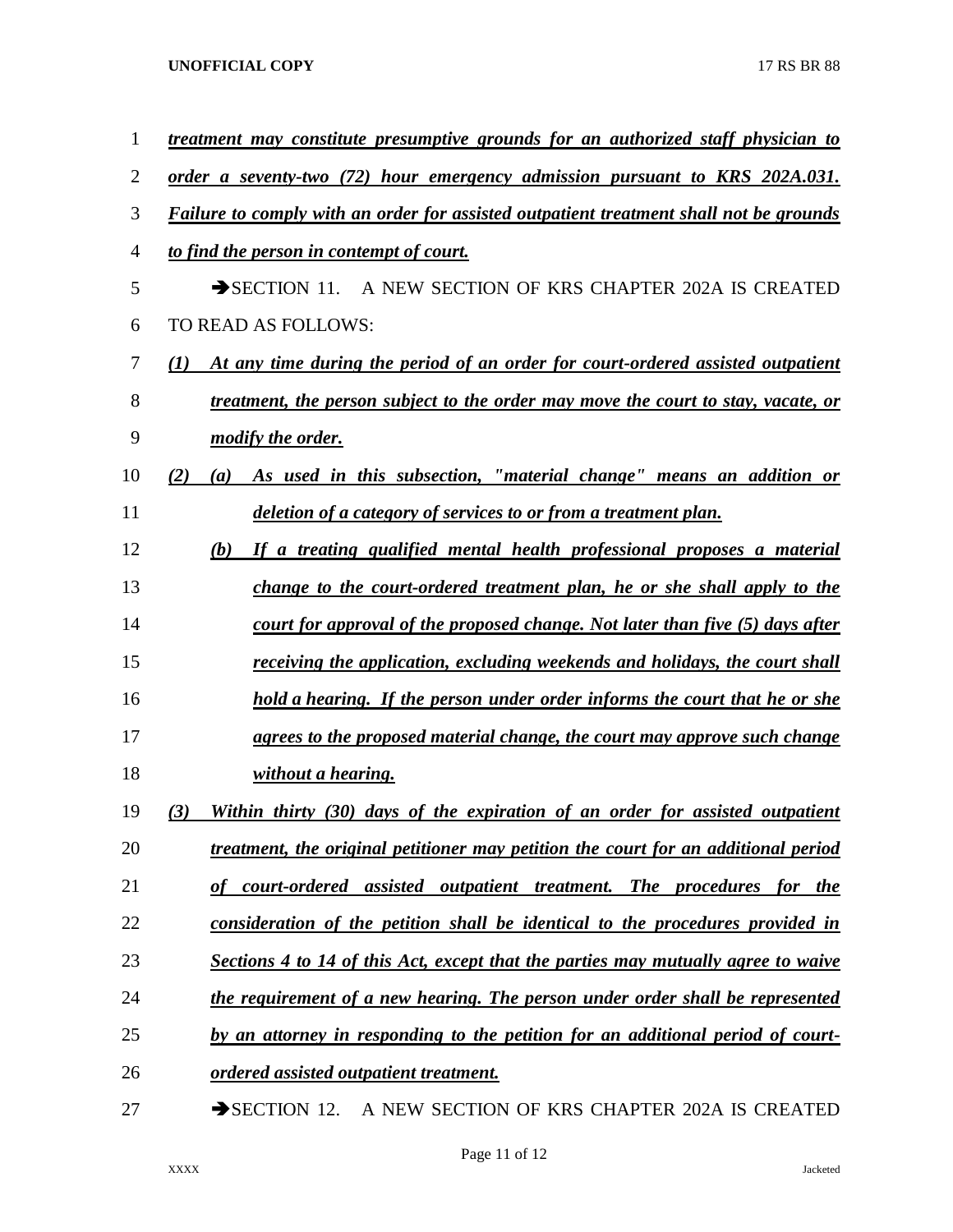*treatment may constitute presumptive grounds for an authorized staff physician to order a seventy-two (72) hour emergency admission pursuant to KRS 202A.031. Failure to comply with an order for assisted outpatient treatment shall not be grounds to find the person in contempt of court.*

➔SECTION 11. A NEW SECTION OF KRS CHAPTER 202A IS CREATED TO READ AS FOLLOWS:

*(1) At any time during the period of an order for court-ordered assisted outpatient treatment, the person subject to the order may move the court to stay, vacate, or modify the order.*

*(2) (a) As used in this subsection, "material change" means an addition or deletion of a category of services to or from a treatment plan.*

*(b) If a treating qualified mental health professional proposes a material change to the court-ordered treatment plan, he or she shall apply to the court for approval of the proposed change. Not later than five (5) days after receiving the application, excluding weekends and holidays, the court shall hold a hearing. If the person under order informs the court that he or she agrees to the proposed material change, the court may approve such change without a hearing.*

*(3) Within thirty (30) days of the expiration of an order for assisted outpatient treatment, the original petitioner may petition the court for an additional period of court-ordered assisted outpatient treatment. The procedures for the consideration of the petition shall be identical to the procedures provided in Sections 4 to 14 of this Act, except that the parties may mutually agree to waive the requirement of a new hearing. The person under order shall be represented by an attorney in responding to the petition for an additional period of court-ordered assisted outpatient treatment.*

➔SECTION 12. A NEW SECTION OF KRS CHAPTER 202A IS CREATED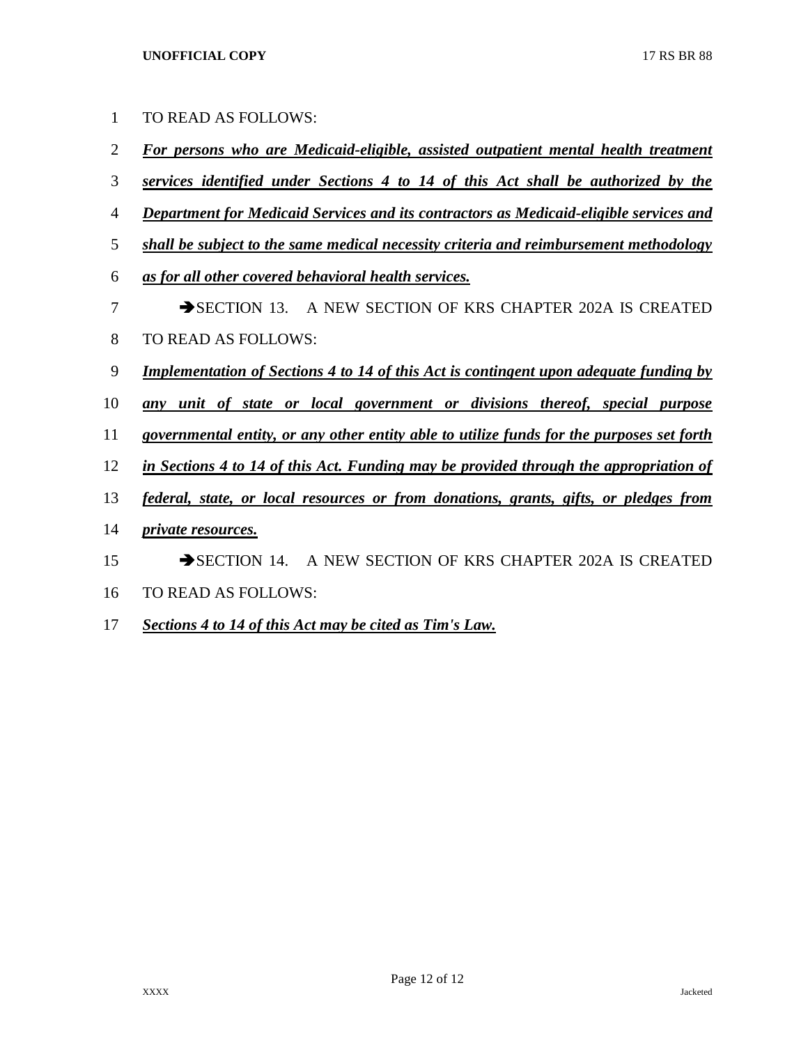TO READ AS FOLLOWS:

***For persons who are Medicaid-eligible, assisted outpatient mental health treatment services identified under Sections 4 to 14 of this Act shall be authorized by the Department for Medicaid Services and its contractors as Medicaid-eligible services and shall be subject to the same medical necessity criteria and reimbursement methodology as for all other covered behavioral health services.***

➔SECTION 13. A NEW SECTION OF KRS CHAPTER 202A IS CREATED TO READ AS FOLLOWS:

***Implementation of Sections 4 to 14 of this Act is contingent upon adequate funding by any unit of state or local government or divisions thereof, special purpose governmental entity, or any other entity able to utilize funds for the purposes set forth in Sections 4 to 14 of this Act. Funding may be provided through the appropriation of federal, state, or local resources or from donations, grants, gifts, or pledges from private resources.***

➔SECTION 14. A NEW SECTION OF KRS CHAPTER 202A IS CREATED TO READ AS FOLLOWS:

***Sections 4 to 14 of this Act may be cited as Tim's Law.***